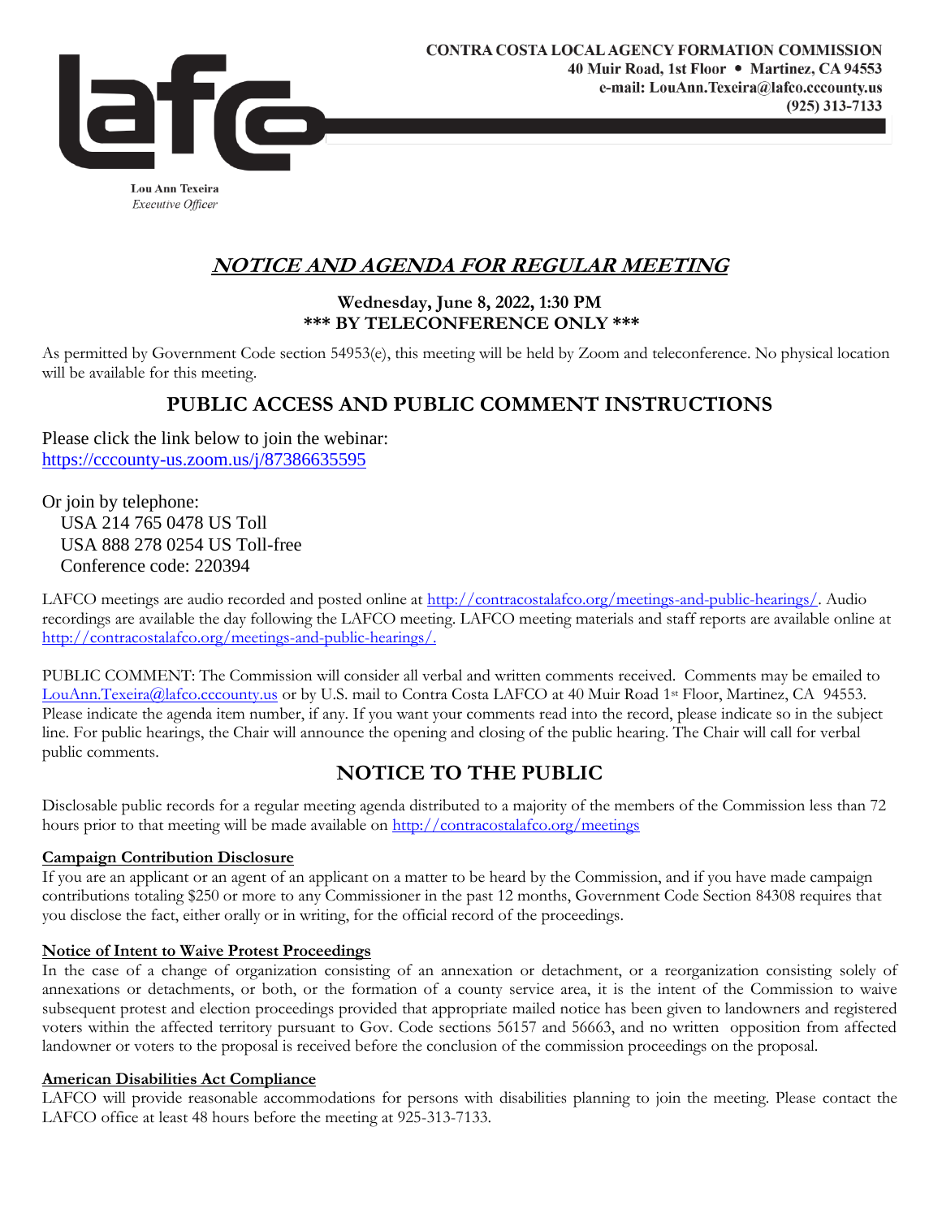**CONTRA COSTA LOCAL AGENCY FORMATION COMMISSION**
**40 Muir Road, 1st Floor • Martinez, CA 94553**
**e-mail: LouAnn.Texeira@lafco.cccounty.us**
**(925) 313-7133**

**Lou Ann Texeira**
*Executive Officer*

# *NOTICE AND AGENDA FOR REGULAR MEETING*

**Wednesday, June 8, 2022, 1:30 PM**
**\*\*\* BY TELECONFERENCE ONLY \*\*\***

As permitted by Government Code section 54953(e), this meeting will be held by Zoom and teleconference. No physical location will be available for this meeting.

## PUBLIC ACCESS AND PUBLIC COMMENT INSTRUCTIONS

Please click the link below to join the webinar:
https://cccounty-us.zoom.us/j/87386635595

Or join by telephone:
USA 214 765 0478 US Toll
USA 888 278 0254 US Toll-free
Conference code: 220394

LAFCO meetings are audio recorded and posted online at http://contracostalafco.org/meetings-and-public-hearings/. Audio recordings are available the day following the LAFCO meeting. LAFCO meeting materials and staff reports are available online at http://contracostalafco.org/meetings-and-public-hearings/.

PUBLIC COMMENT: The Commission will consider all verbal and written comments received. Comments may be emailed to LouAnn.Texeira@lafco.cccounty.us or by U.S. mail to Contra Costa LAFCO at 40 Muir Road 1st Floor, Martinez, CA 94553. Please indicate the agenda item number, if any. If you want your comments read into the record, please indicate so in the subject line. For public hearings, the Chair will announce the opening and closing of the public hearing. The Chair will call for verbal public comments.

## NOTICE TO THE PUBLIC

Disclosable public records for a regular meeting agenda distributed to a majority of the members of the Commission less than 72 hours prior to that meeting will be made available on http://contracostalafco.org/meetings

**Campaign Contribution Disclosure**
If you are an applicant or an agent of an applicant on a matter to be heard by the Commission, and if you have made campaign contributions totaling $250 or more to any Commissioner in the past 12 months, Government Code Section 84308 requires that you disclose the fact, either orally or in writing, for the official record of the proceedings.

**Notice of Intent to Waive Protest Proceedings**
In the case of a change of organization consisting of an annexation or detachment, or a reorganization consisting solely of annexations or detachments, or both, or the formation of a county service area, it is the intent of the Commission to waive subsequent protest and election proceedings provided that appropriate mailed notice has been given to landowners and registered voters within the affected territory pursuant to Gov. Code sections 56157 and 56663, and no written opposition from affected landowner or voters to the proposal is received before the conclusion of the commission proceedings on the proposal.

**American Disabilities Act Compliance**
LAFCO will provide reasonable accommodations for persons with disabilities planning to join the meeting. Please contact the LAFCO office at least 48 hours before the meeting at 925-313-7133.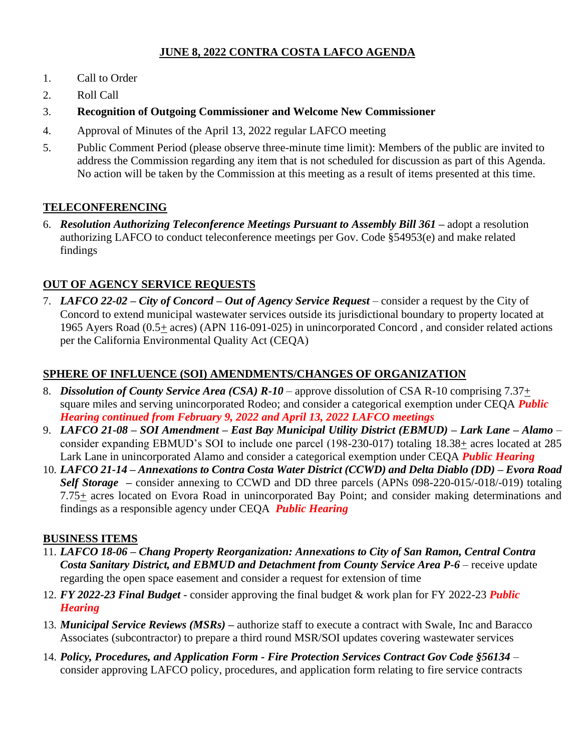## JUNE 8, 2022 CONTRA COSTA LAFCO AGENDA

1. Call to Order
2. Roll Call
3. **Recognition of Outgoing Commissioner and Welcome New Commissioner**
4. Approval of Minutes of the April 13, 2022 regular LAFCO meeting
5. Public Comment Period (please observe three-minute time limit): Members of the public are invited to address the Commission regarding any item that is not scheduled for discussion as part of this Agenda. No action will be taken by the Commission at this meeting as a result of items presented at this time.

### TELECONFERENCING

6. ***Resolution Authorizing Teleconference Meetings Pursuant to Assembly Bill 361*** **–** adopt a resolution authorizing LAFCO to conduct teleconference meetings per Gov. Code §54953(e) and make related findings

### OUT OF AGENCY SERVICE REQUESTS

7. ***LAFCO 22-02 – City of Concord – Out of Agency Service Request*** – consider a request by the City of Concord to extend municipal wastewater services outside its jurisdictional boundary to property located at 1965 Ayers Road (0.5± acres) (APN 116-091-025) in unincorporated Concord , and consider related actions per the California Environmental Quality Act (CEQA)

### SPHERE OF INFLUENCE (SOI) AMENDMENTS/CHANGES OF ORGANIZATION

8. ***Dissolution of County Service Area (CSA) R-10*** – approve dissolution of CSA R-10 comprising 7.37± square miles and serving unincorporated Rodeo; and consider a categorical exemption under CEQA ***Public Hearing continued from February 9, 2022 and April 13, 2022 LAFCO meetings***
9. ***LAFCO 21-08 – SOI Amendment – East Bay Municipal Utility District (EBMUD) – Lark Lane – Alamo*** – consider expanding EBMUD's SOI to include one parcel (198-230-017) totaling 18.38± acres located at 285 Lark Lane in unincorporated Alamo and consider a categorical exemption under CEQA ***Public Hearing***
10. ***LAFCO 21-14 – Annexations to Contra Costa Water District (CCWD) and Delta Diablo (DD) – Evora Road Self Storage*** **–** consider annexing to CCWD and DD three parcels (APNs 098-220-015/-018/-019) totaling 7.75± acres located on Evora Road in unincorporated Bay Point; and consider making determinations and findings as a responsible agency under CEQA ***Public Hearing***

### BUSINESS ITEMS

11. ***LAFCO 18-06 – Chang Property Reorganization: Annexations to City of San Ramon, Central Contra Costa Sanitary District, and EBMUD and Detachment from County Service Area P-6*** – receive update regarding the open space easement and consider a request for extension of time
12. ***FY 2022-23 Final Budget*** - consider approving the final budget & work plan for FY 2022-23 ***Public Hearing***
13. ***Municipal Service Reviews (MSRs)*** **–** authorize staff to execute a contract with Swale, Inc and Baracco Associates (subcontractor) to prepare a third round MSR/SOI updates covering wastewater services
14. ***Policy, Procedures, and Application Form - Fire Protection Services Contract Gov Code §56134*** – consider approving LAFCO policy, procedures, and application form relating to fire service contracts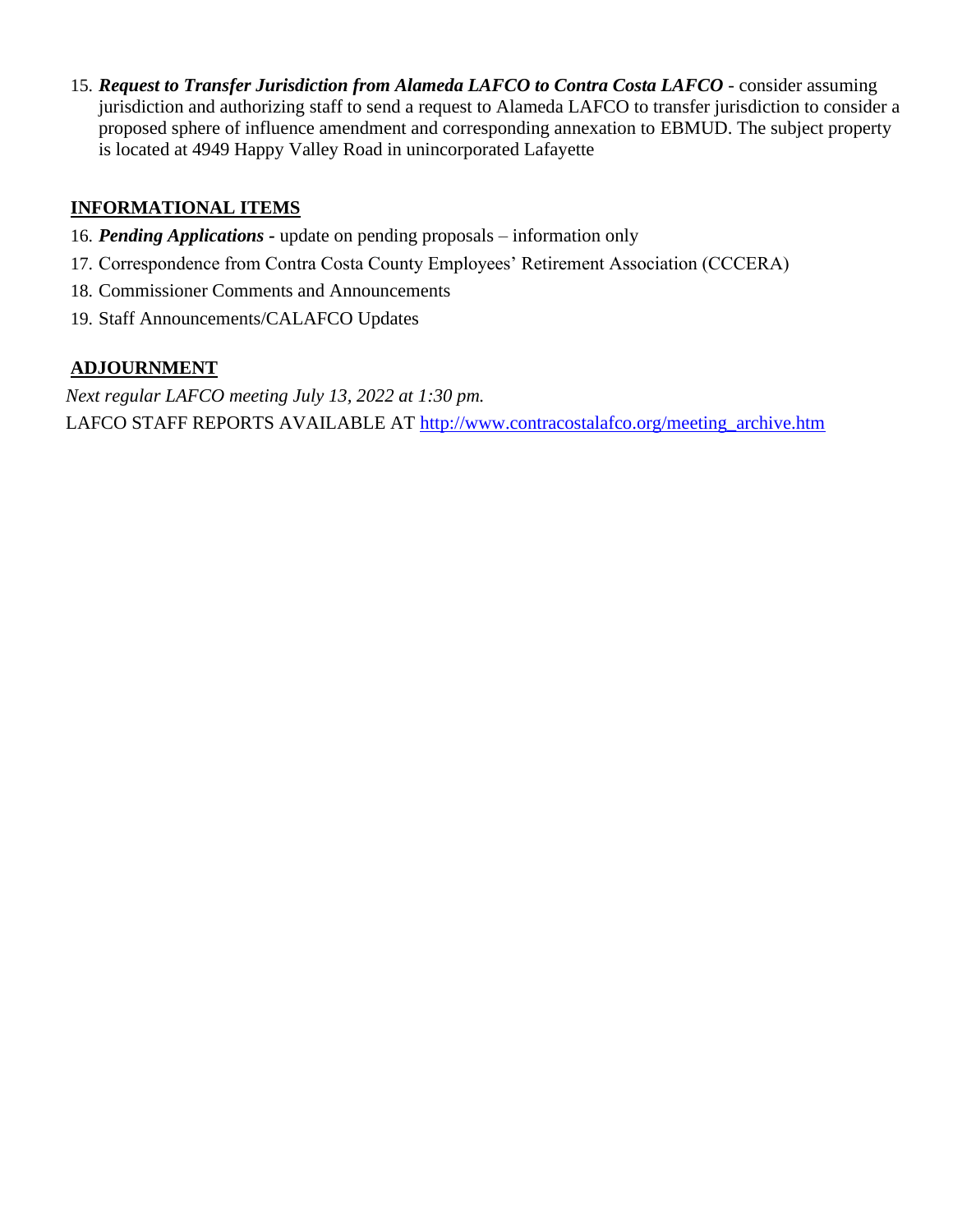15. ***Request to Transfer Jurisdiction from Alameda LAFCO to Contra Costa LAFCO*** - consider assuming jurisdiction and authorizing staff to send a request to Alameda LAFCO to transfer jurisdiction to consider a proposed sphere of influence amendment and corresponding annexation to EBMUD. The subject property is located at 4949 Happy Valley Road in unincorporated Lafayette

## INFORMATIONAL ITEMS

16. ***Pending Applications*** **-** update on pending proposals – information only
17. Correspondence from Contra Costa County Employees' Retirement Association (CCCERA)
18. Commissioner Comments and Announcements
19. Staff Announcements/CALAFCO Updates

## ADJOURNMENT

*Next regular LAFCO meeting July 13, 2022 at 1:30 pm.*

LAFCO STAFF REPORTS AVAILABLE AT http://www.contracostalafco.org/meeting_archive.htm